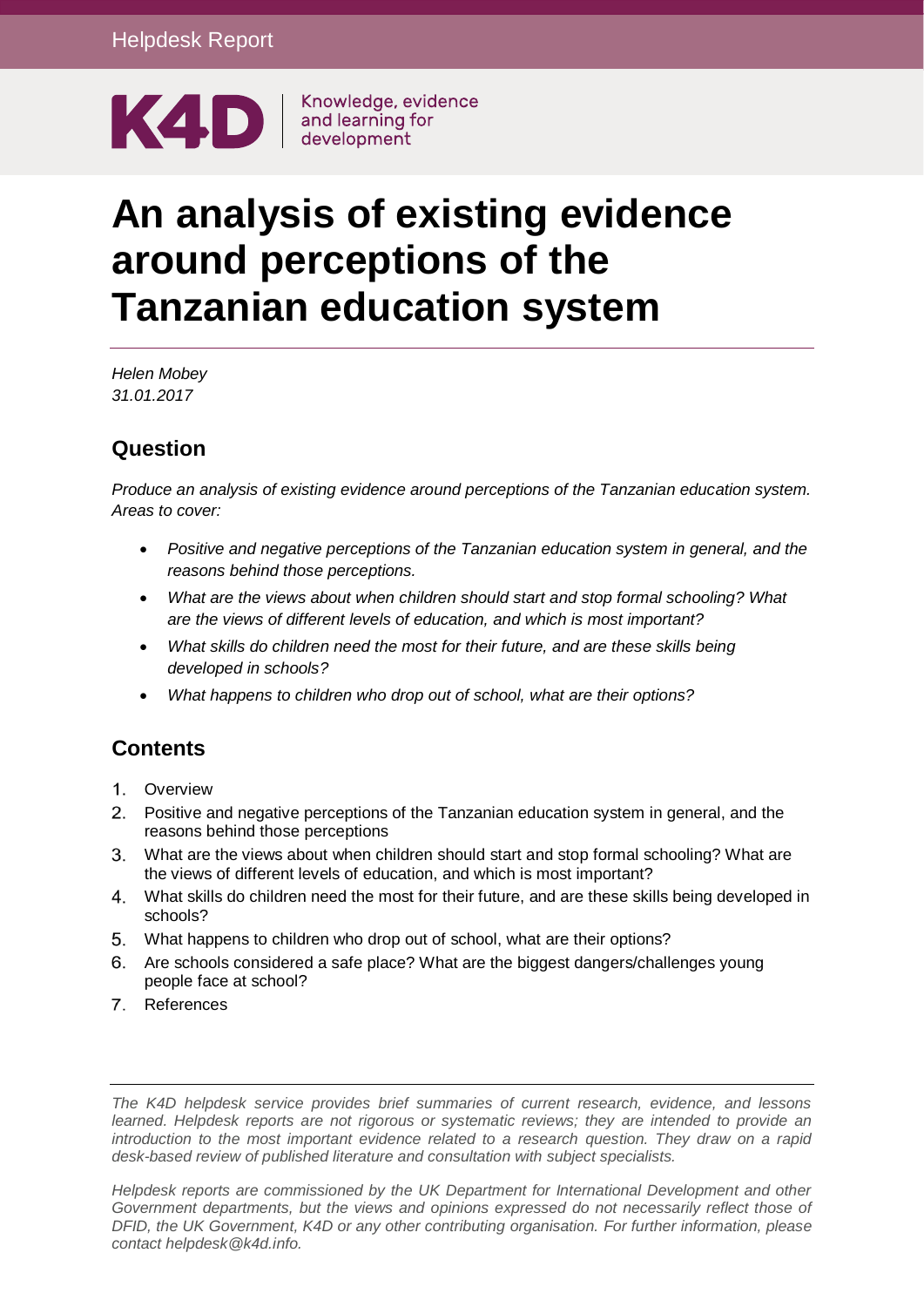Helpdesk Report

K4D Knowledge, evidence and learning for development

# An analysis of existing evidence around perceptions of the Tanzanian education system

*Helen Mobey*
*31.01.2017*

## Question

*Produce an analysis of existing evidence around perceptions of the Tanzanian education system. Areas to cover:*

- *Positive and negative perceptions of the Tanzanian education system in general, and the reasons behind those perceptions.*
- *What are the views about when children should start and stop formal schooling? What are the views of different levels of education, and which is most important?*
- *What skills do children need the most for their future, and are these skills being developed in schools?*
- *What happens to children who drop out of school, what are their options?*

## Contents

1. Overview
2. Positive and negative perceptions of the Tanzanian education system in general, and the reasons behind those perceptions
3. What are the views about when children should start and stop formal schooling? What are the views of different levels of education, and which is most important?
4. What skills do children need the most for their future, and are these skills being developed in schools?
5. What happens to children who drop out of school, what are their options?
6. Are schools considered a safe place? What are the biggest dangers/challenges young people face at school?
7. References

---

*The K4D helpdesk service provides brief summaries of current research, evidence, and lessons learned. Helpdesk reports are not rigorous or systematic reviews; they are intended to provide an introduction to the most important evidence related to a research question. They draw on a rapid desk-based review of published literature and consultation with subject specialists.*

*Helpdesk reports are commissioned by the UK Department for International Development and other Government departments, but the views and opinions expressed do not necessarily reflect those of DFID, the UK Government, K4D or any other contributing organisation. For further information, please contact helpdesk@k4d.info.*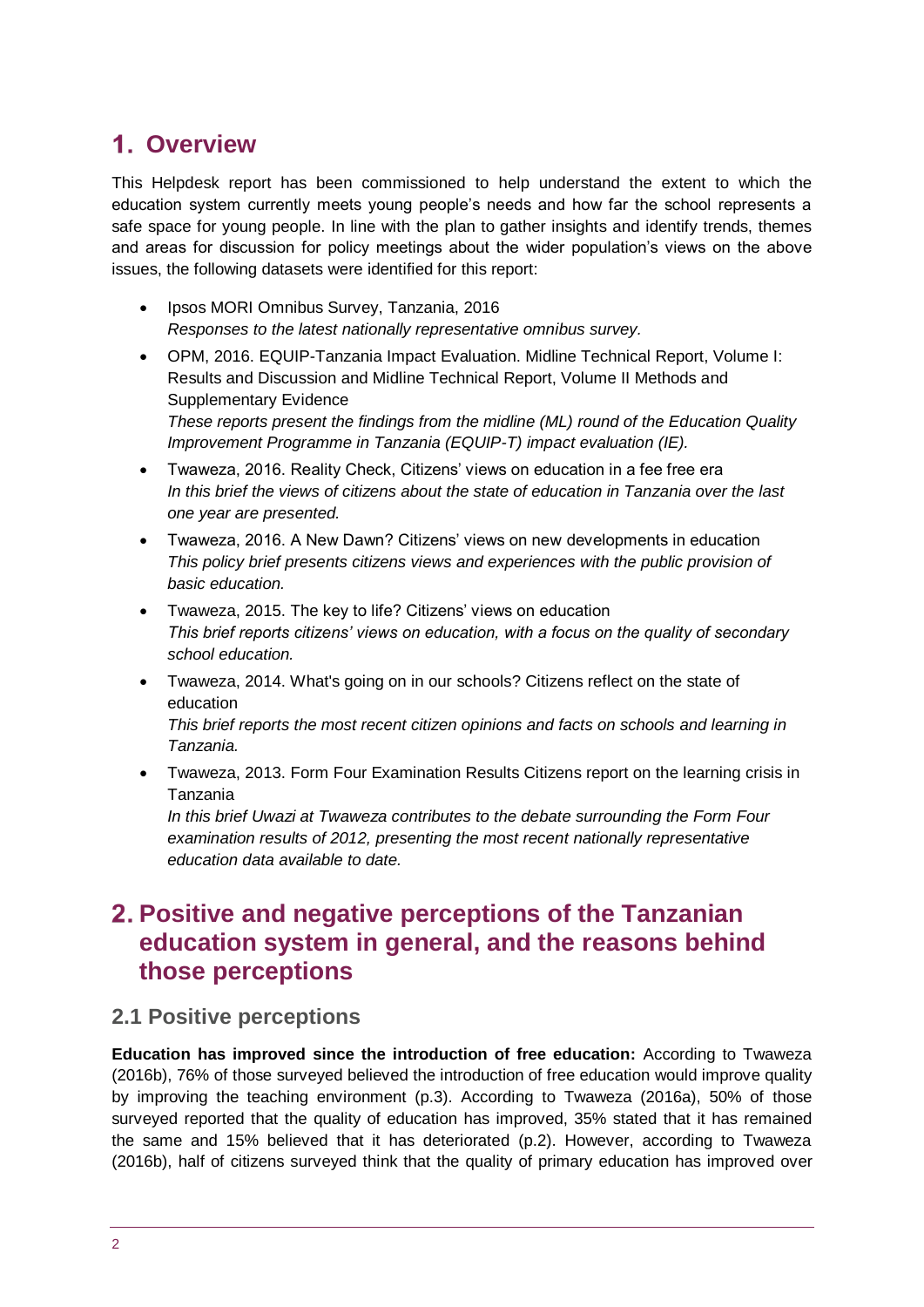# 1. Overview

This Helpdesk report has been commissioned to help understand the extent to which the education system currently meets young people's needs and how far the school represents a safe space for young people. In line with the plan to gather insights and identify trends, themes and areas for discussion for policy meetings about the wider population's views on the above issues, the following datasets were identified for this report:

- Ipsos MORI Omnibus Survey, Tanzania, 2016
  *Responses to the latest nationally representative omnibus survey.*
- OPM, 2016. EQUIP-Tanzania Impact Evaluation. Midline Technical Report, Volume I: Results and Discussion and Midline Technical Report, Volume II Methods and Supplementary Evidence
  *These reports present the findings from the midline (ML) round of the Education Quality Improvement Programme in Tanzania (EQUIP-T) impact evaluation (IE).*
- Twaweza, 2016. Reality Check, Citizens' views on education in a fee free era
  *In this brief the views of citizens about the state of education in Tanzania over the last one year are presented.*
- Twaweza, 2016. A New Dawn? Citizens' views on new developments in education
  *This policy brief presents citizens views and experiences with the public provision of basic education.*
- Twaweza, 2015. The key to life? Citizens' views on education
  *This brief reports citizens' views on education, with a focus on the quality of secondary school education.*
- Twaweza, 2014. What's going on in our schools? Citizens reflect on the state of education
  *This brief reports the most recent citizen opinions and facts on schools and learning in Tanzania.*
- Twaweza, 2013. Form Four Examination Results Citizens report on the learning crisis in Tanzania
  *In this brief Uwazi at Twaweza contributes to the debate surrounding the Form Four examination results of 2012, presenting the most recent nationally representative education data available to date.*

# 2. Positive and negative perceptions of the Tanzanian education system in general, and the reasons behind those perceptions

## 2.1 Positive perceptions

**Education has improved since the introduction of free education:** According to Twaweza (2016b), 76% of those surveyed believed the introduction of free education would improve quality by improving the teaching environment (p.3). According to Twaweza (2016a), 50% of those surveyed reported that the quality of education has improved, 35% stated that it has remained the same and 15% believed that it has deteriorated (p.2). However, according to Twaweza (2016b), half of citizens surveyed think that the quality of primary education has improved over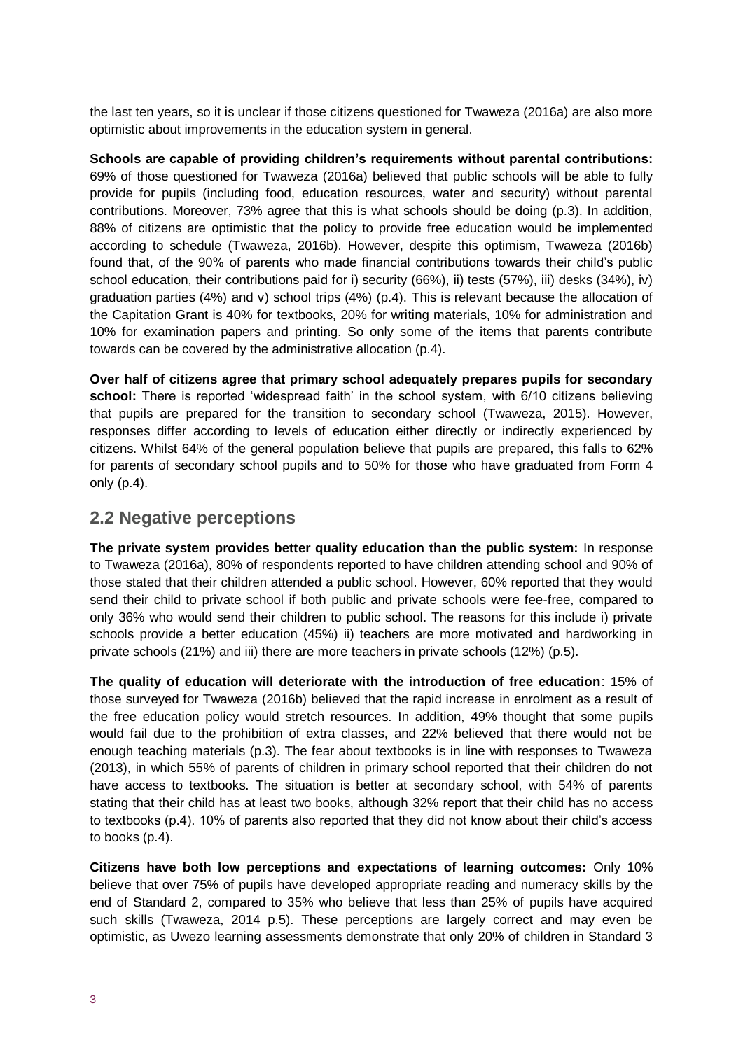the last ten years, so it is unclear if those citizens questioned for Twaweza (2016a) are also more optimistic about improvements in the education system in general.

**Schools are capable of providing children's requirements without parental contributions:** 69% of those questioned for Twaweza (2016a) believed that public schools will be able to fully provide for pupils (including food, education resources, water and security) without parental contributions. Moreover, 73% agree that this is what schools should be doing (p.3). In addition, 88% of citizens are optimistic that the policy to provide free education would be implemented according to schedule (Twaweza, 2016b). However, despite this optimism, Twaweza (2016b) found that, of the 90% of parents who made financial contributions towards their child's public school education, their contributions paid for i) security (66%), ii) tests (57%), iii) desks (34%), iv) graduation parties (4%) and v) school trips (4%) (p.4). This is relevant because the allocation of the Capitation Grant is 40% for textbooks, 20% for writing materials, 10% for administration and 10% for examination papers and printing. So only some of the items that parents contribute towards can be covered by the administrative allocation (p.4).

**Over half of citizens agree that primary school adequately prepares pupils for secondary school:** There is reported 'widespread faith' in the school system, with 6/10 citizens believing that pupils are prepared for the transition to secondary school (Twaweza, 2015). However, responses differ according to levels of education either directly or indirectly experienced by citizens. Whilst 64% of the general population believe that pupils are prepared, this falls to 62% for parents of secondary school pupils and to 50% for those who have graduated from Form 4 only (p.4).

## 2.2 Negative perceptions

**The private system provides better quality education than the public system:** In response to Twaweza (2016a), 80% of respondents reported to have children attending school and 90% of those stated that their children attended a public school. However, 60% reported that they would send their child to private school if both public and private schools were fee-free, compared to only 36% who would send their children to public school. The reasons for this include i) private schools provide a better education (45%) ii) teachers are more motivated and hardworking in private schools (21%) and iii) there are more teachers in private schools (12%) (p.5).

**The quality of education will deteriorate with the introduction of free education**: 15% of those surveyed for Twaweza (2016b) believed that the rapid increase in enrolment as a result of the free education policy would stretch resources. In addition, 49% thought that some pupils would fail due to the prohibition of extra classes, and 22% believed that there would not be enough teaching materials (p.3). The fear about textbooks is in line with responses to Twaweza (2013), in which 55% of parents of children in primary school reported that their children do not have access to textbooks. The situation is better at secondary school, with 54% of parents stating that their child has at least two books, although 32% report that their child has no access to textbooks (p.4). 10% of parents also reported that they did not know about their child's access to books (p.4).

**Citizens have both low perceptions and expectations of learning outcomes:** Only 10% believe that over 75% of pupils have developed appropriate reading and numeracy skills by the end of Standard 2, compared to 35% who believe that less than 25% of pupils have acquired such skills (Twaweza, 2014 p.5). These perceptions are largely correct and may even be optimistic, as Uwezo learning assessments demonstrate that only 20% of children in Standard 3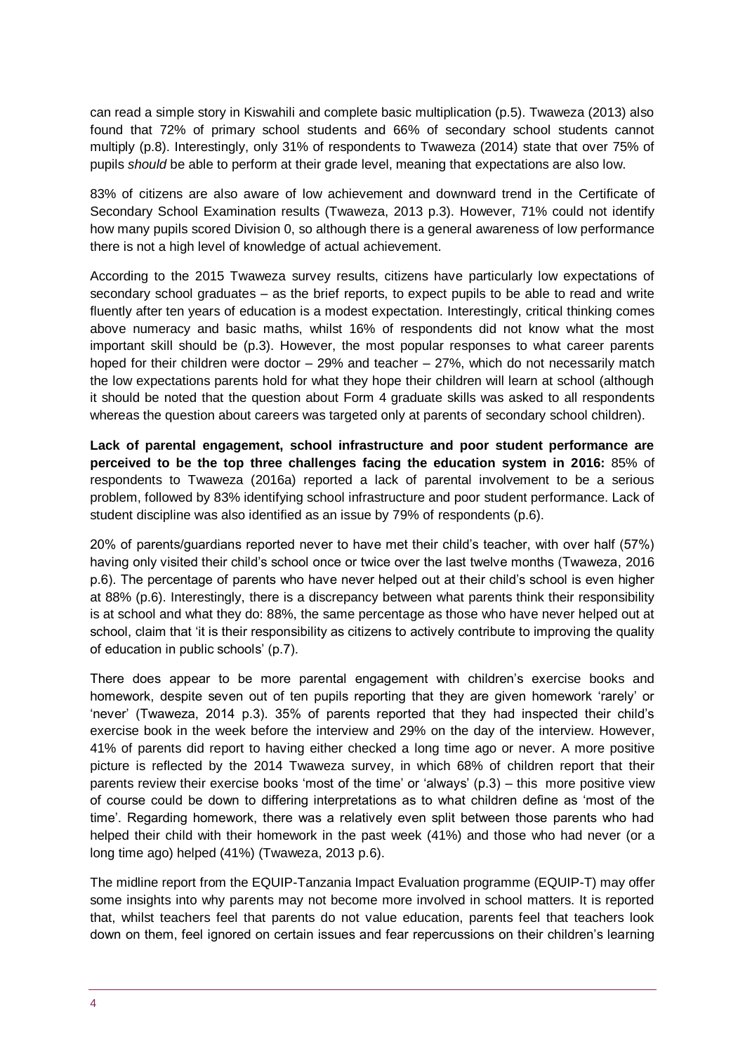can read a simple story in Kiswahili and complete basic multiplication (p.5). Twaweza (2013) also found that 72% of primary school students and 66% of secondary school students cannot multiply (p.8). Interestingly, only 31% of respondents to Twaweza (2014) state that over 75% of pupils *should* be able to perform at their grade level, meaning that expectations are also low.

83% of citizens are also aware of low achievement and downward trend in the Certificate of Secondary School Examination results (Twaweza, 2013 p.3). However, 71% could not identify how many pupils scored Division 0, so although there is a general awareness of low performance there is not a high level of knowledge of actual achievement.

According to the 2015 Twaweza survey results, citizens have particularly low expectations of secondary school graduates – as the brief reports, to expect pupils to be able to read and write fluently after ten years of education is a modest expectation. Interestingly, critical thinking comes above numeracy and basic maths, whilst 16% of respondents did not know what the most important skill should be (p.3). However, the most popular responses to what career parents hoped for their children were doctor – 29% and teacher – 27%, which do not necessarily match the low expectations parents hold for what they hope their children will learn at school (although it should be noted that the question about Form 4 graduate skills was asked to all respondents whereas the question about careers was targeted only at parents of secondary school children).

**Lack of parental engagement, school infrastructure and poor student performance are perceived to be the top three challenges facing the education system in 2016:** 85% of respondents to Twaweza (2016a) reported a lack of parental involvement to be a serious problem, followed by 83% identifying school infrastructure and poor student performance. Lack of student discipline was also identified as an issue by 79% of respondents (p.6).

20% of parents/guardians reported never to have met their child's teacher, with over half (57%) having only visited their child's school once or twice over the last twelve months (Twaweza, 2016 p.6). The percentage of parents who have never helped out at their child's school is even higher at 88% (p.6). Interestingly, there is a discrepancy between what parents think their responsibility is at school and what they do: 88%, the same percentage as those who have never helped out at school, claim that 'it is their responsibility as citizens to actively contribute to improving the quality of education in public schools' (p.7).

There does appear to be more parental engagement with children's exercise books and homework, despite seven out of ten pupils reporting that they are given homework 'rarely' or 'never' (Twaweza, 2014 p.3). 35% of parents reported that they had inspected their child's exercise book in the week before the interview and 29% on the day of the interview. However, 41% of parents did report to having either checked a long time ago or never. A more positive picture is reflected by the 2014 Twaweza survey, in which 68% of children report that their parents review their exercise books 'most of the time' or 'always' (p.3) – this more positive view of course could be down to differing interpretations as to what children define as 'most of the time'. Regarding homework, there was a relatively even split between those parents who had helped their child with their homework in the past week (41%) and those who had never (or a long time ago) helped (41%) (Twaweza, 2013 p.6).

The midline report from the EQUIP-Tanzania Impact Evaluation programme (EQUIP-T) may offer some insights into why parents may not become more involved in school matters. It is reported that, whilst teachers feel that parents do not value education, parents feel that teachers look down on them, feel ignored on certain issues and fear repercussions on their children's learning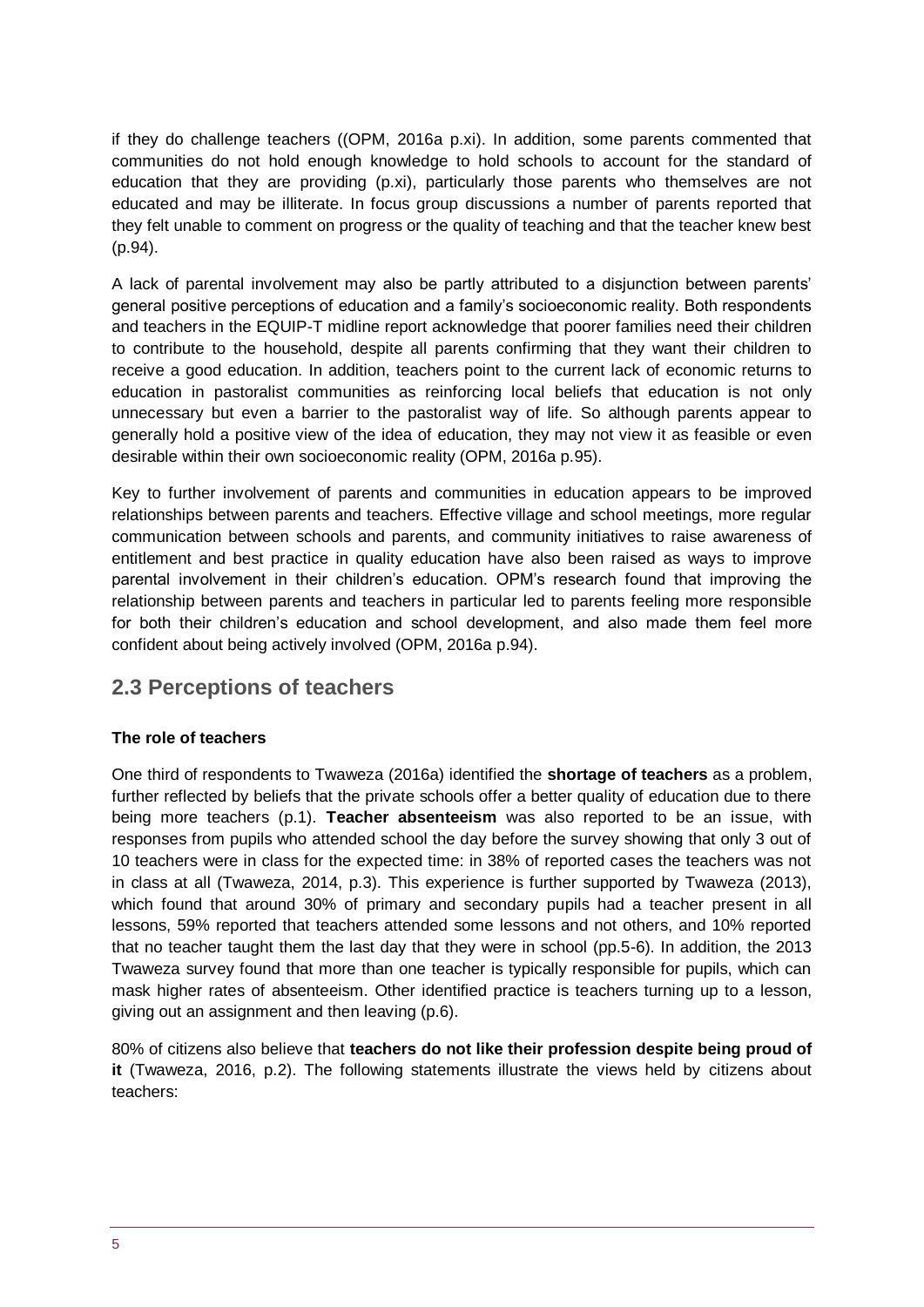if they do challenge teachers ((OPM, 2016a p.xi). In addition, some parents commented that communities do not hold enough knowledge to hold schools to account for the standard of education that they are providing (p.xi), particularly those parents who themselves are not educated and may be illiterate. In focus group discussions a number of parents reported that they felt unable to comment on progress or the quality of teaching and that the teacher knew best (p.94).

A lack of parental involvement may also be partly attributed to a disjunction between parents' general positive perceptions of education and a family's socioeconomic reality. Both respondents and teachers in the EQUIP-T midline report acknowledge that poorer families need their children to contribute to the household, despite all parents confirming that they want their children to receive a good education. In addition, teachers point to the current lack of economic returns to education in pastoralist communities as reinforcing local beliefs that education is not only unnecessary but even a barrier to the pastoralist way of life. So although parents appear to generally hold a positive view of the idea of education, they may not view it as feasible or even desirable within their own socioeconomic reality (OPM, 2016a p.95).

Key to further involvement of parents and communities in education appears to be improved relationships between parents and teachers. Effective village and school meetings, more regular communication between schools and parents, and community initiatives to raise awareness of entitlement and best practice in quality education have also been raised as ways to improve parental involvement in their children's education. OPM's research found that improving the relationship between parents and teachers in particular led to parents feeling more responsible for both their children's education and school development, and also made them feel more confident about being actively involved (OPM, 2016a p.94).

## 2.3 Perceptions of teachers

**The role of teachers**

One third of respondents to Twaweza (2016a) identified the **shortage of teachers** as a problem, further reflected by beliefs that the private schools offer a better quality of education due to there being more teachers (p.1). **Teacher absenteeism** was also reported to be an issue, with responses from pupils who attended school the day before the survey showing that only 3 out of 10 teachers were in class for the expected time: in 38% of reported cases the teachers was not in class at all (Twaweza, 2014, p.3). This experience is further supported by Twaweza (2013), which found that around 30% of primary and secondary pupils had a teacher present in all lessons, 59% reported that teachers attended some lessons and not others, and 10% reported that no teacher taught them the last day that they were in school (pp.5-6). In addition, the 2013 Twaweza survey found that more than one teacher is typically responsible for pupils, which can mask higher rates of absenteeism. Other identified practice is teachers turning up to a lesson, giving out an assignment and then leaving (p.6).

80% of citizens also believe that **teachers do not like their profession despite being proud of it** (Twaweza, 2016, p.2). The following statements illustrate the views held by citizens about teachers: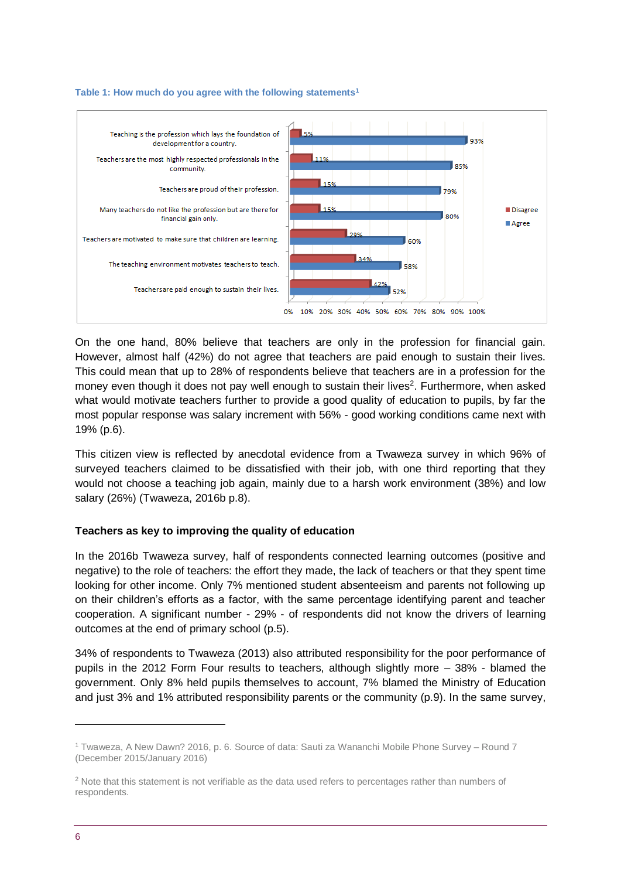**Table 1: How much do you agree with the following statements**[1]

| Statement | Disagree | Agree |
|---|---|---|
| Teaching is the profession which lays the foundation of development for a country. | 5% | 93% |
| Teachers are the most highly respected professionals in the community. | 11% | 85% |
| Teachers are proud of their profession. | 15% | 79% |
| Many teachers do not like the profession but are there for financial gain only. | 15% | 80% |
| Teachers are motivated to make sure that children are learning. | 29% | 60% |
| The teaching environment motivates teachers to teach. | 34% | 58% |
| Teachers are paid enough to sustain their lives. | 42% | 52% |

On the one hand, 80% believe that teachers are only in the profession for financial gain. However, almost half (42%) do not agree that teachers are paid enough to sustain their lives. This could mean that up to 28% of respondents believe that teachers are in a profession for the money even though it does not pay well enough to sustain their lives[2]. Furthermore, when asked what would motivate teachers further to provide a good quality of education to pupils, by far the most popular response was salary increment with 56% - good working conditions came next with 19% (p.6).

This citizen view is reflected by anecdotal evidence from a Twaweza survey in which 96% of surveyed teachers claimed to be dissatisfied with their job, with one third reporting that they would not choose a teaching job again, mainly due to a harsh work environment (38%) and low salary (26%) (Twaweza, 2016b p.8).

**Teachers as key to improving the quality of education**

In the 2016b Twaweza survey, half of respondents connected learning outcomes (positive and negative) to the role of teachers: the effort they made, the lack of teachers or that they spent time looking for other income. Only 7% mentioned student absenteeism and parents not following up on their children's efforts as a factor, with the same percentage identifying parent and teacher cooperation. A significant number - 29% - of respondents did not know the drivers of learning outcomes at the end of primary school (p.5).

34% of respondents to Twaweza (2013) also attributed responsibility for the poor performance of pupils in the 2012 Form Four results to teachers, although slightly more – 38% - blamed the government. Only 8% held pupils themselves to account, 7% blamed the Ministry of Education and just 3% and 1% attributed responsibility parents or the community (p.9). In the same survey,

---

[1] Twaweza, A New Dawn? 2016, p. 6. Source of data: Sauti za Wananchi Mobile Phone Survey – Round 7 (December 2015/January 2016)

[2] Note that this statement is not verifiable as the data used refers to percentages rather than numbers of respondents.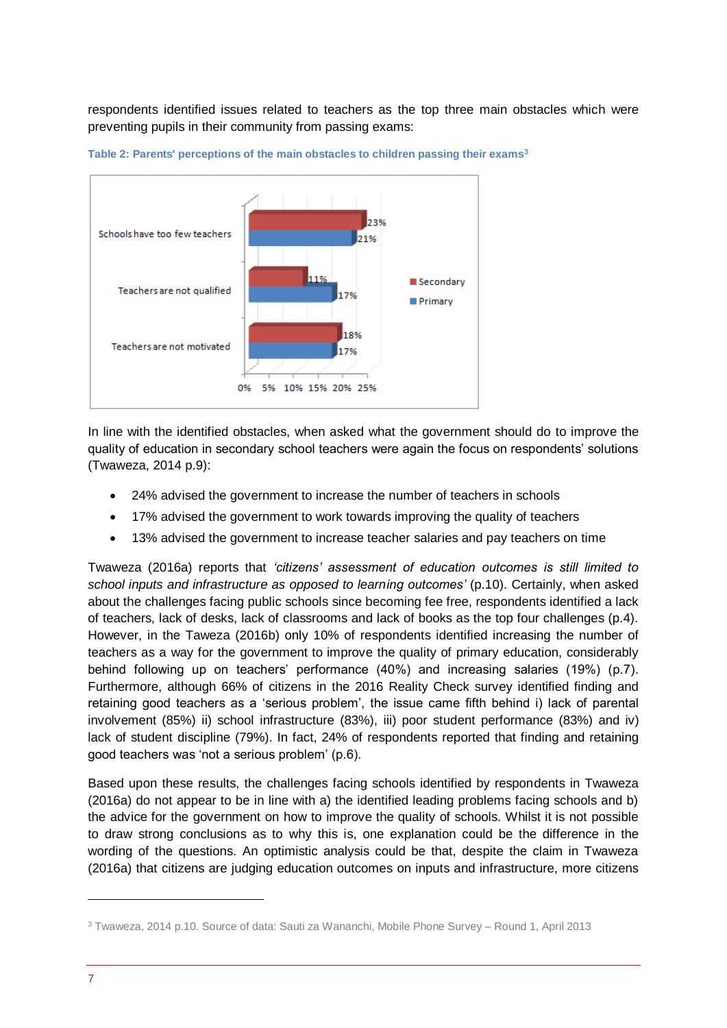respondents identified issues related to teachers as the top three main obstacles which were preventing pupils in their community from passing exams:

**Table 2: Parents' perceptions of the main obstacles to children passing their exams[3]**

| | Secondary | Primary |
|---|---|---|
| Schools have too few teachers | 23% | 21% |
| Teachers are not qualified | 11% | 17% |
| Teachers are not motivated | 18% | 17% |

In line with the identified obstacles, when asked what the government should do to improve the quality of education in secondary school teachers were again the focus on respondents' solutions (Twaweza, 2014 p.9):

- 24% advised the government to increase the number of teachers in schools
- 17% advised the government to work towards improving the quality of teachers
- 13% advised the government to increase teacher salaries and pay teachers on time

Twaweza (2016a) reports that *'citizens' assessment of education outcomes is still limited to school inputs and infrastructure as opposed to learning outcomes'* (p.10). Certainly, when asked about the challenges facing public schools since becoming fee free, respondents identified a lack of teachers, lack of desks, lack of classrooms and lack of books as the top four challenges (p.4). However, in the Taweza (2016b) only 10% of respondents identified increasing the number of teachers as a way for the government to improve the quality of primary education, considerably behind following up on teachers' performance (40%) and increasing salaries (19%) (p.7). Furthermore, although 66% of citizens in the 2016 Reality Check survey identified finding and retaining good teachers as a 'serious problem', the issue came fifth behind i) lack of parental involvement (85%) ii) school infrastructure (83%), iii) poor student performance (83%) and iv) lack of student discipline (79%). In fact, 24% of respondents reported that finding and retaining good teachers was 'not a serious problem' (p.6).

Based upon these results, the challenges facing schools identified by respondents in Twaweza (2016a) do not appear to be in line with a) the identified leading problems facing schools and b) the advice for the government on how to improve the quality of schools. Whilst it is not possible to draw strong conclusions as to why this is, one explanation could be the difference in the wording of the questions. An optimistic analysis could be that, despite the claim in Twaweza (2016a) that citizens are judging education outcomes on inputs and infrastructure, more citizens

[3] Twaweza, 2014 p.10. Source of data: Sauti za Wananchi, Mobile Phone Survey – Round 1, April 2013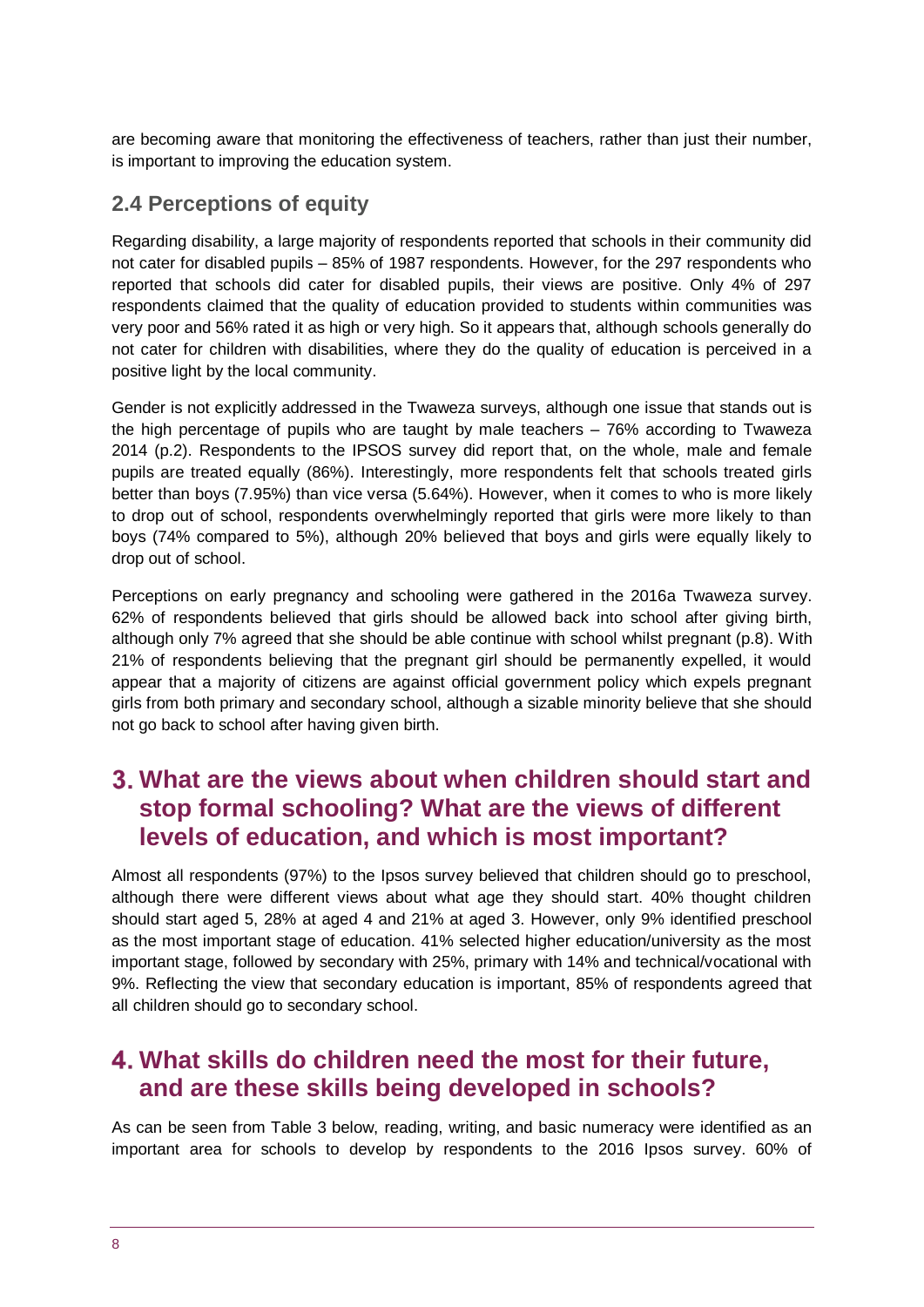are becoming aware that monitoring the effectiveness of teachers, rather than just their number, is important to improving the education system.

## 2.4 Perceptions of equity

Regarding disability, a large majority of respondents reported that schools in their community did not cater for disabled pupils – 85% of 1987 respondents. However, for the 297 respondents who reported that schools did cater for disabled pupils, their views are positive. Only 4% of 297 respondents claimed that the quality of education provided to students within communities was very poor and 56% rated it as high or very high. So it appears that, although schools generally do not cater for children with disabilities, where they do the quality of education is perceived in a positive light by the local community.

Gender is not explicitly addressed in the Twaweza surveys, although one issue that stands out is the high percentage of pupils who are taught by male teachers – 76% according to Twaweza 2014 (p.2). Respondents to the IPSOS survey did report that, on the whole, male and female pupils are treated equally (86%). Interestingly, more respondents felt that schools treated girls better than boys (7.95%) than vice versa (5.64%). However, when it comes to who is more likely to drop out of school, respondents overwhelmingly reported that girls were more likely to than boys (74% compared to 5%), although 20% believed that boys and girls were equally likely to drop out of school.

Perceptions on early pregnancy and schooling were gathered in the 2016a Twaweza survey. 62% of respondents believed that girls should be allowed back into school after giving birth, although only 7% agreed that she should be able continue with school whilst pregnant (p.8). With 21% of respondents believing that the pregnant girl should be permanently expelled, it would appear that a majority of citizens are against official government policy which expels pregnant girls from both primary and secondary school, although a sizable minority believe that she should not go back to school after having given birth.

# 3. What are the views about when children should start and stop formal schooling? What are the views of different levels of education, and which is most important?

Almost all respondents (97%) to the Ipsos survey believed that children should go to preschool, although there were different views about what age they should start. 40% thought children should start aged 5, 28% at aged 4 and 21% at aged 3. However, only 9% identified preschool as the most important stage of education. 41% selected higher education/university as the most important stage, followed by secondary with 25%, primary with 14% and technical/vocational with 9%. Reflecting the view that secondary education is important, 85% of respondents agreed that all children should go to secondary school.

# 4. What skills do children need the most for their future, and are these skills being developed in schools?

As can be seen from Table 3 below, reading, writing, and basic numeracy were identified as an important area for schools to develop by respondents to the 2016 Ipsos survey. 60% of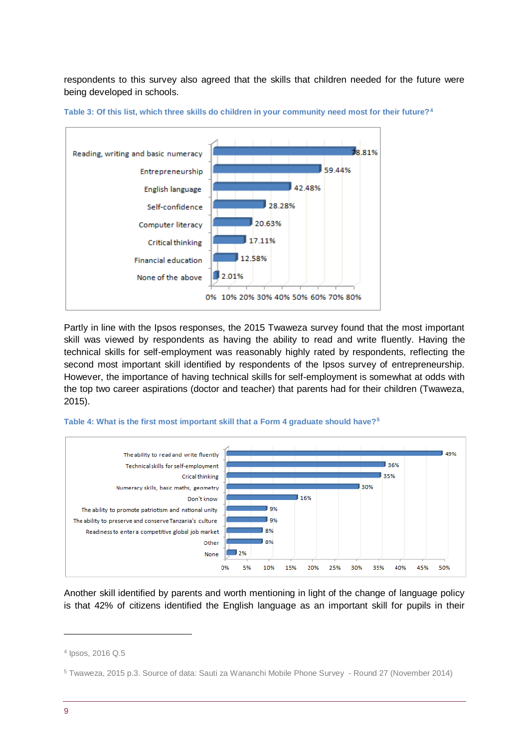respondents to this survey also agreed that the skills that children needed for the future were being developed in schools.

**Table 3: Of this list, which three skills do children in your community need most for their future?[4]**

| Skill | Percentage |
|---|---|
| Reading, writing and basic numeracy | 78.81% |
| Entrepreneurship | 59.44% |
| English language | 42.48% |
| Self-confidence | 28.28% |
| Computer literacy | 20.63% |
| Critical thinking | 17.11% |
| Financial education | 12.58% |
| None of the above | 2.01% |

Partly in line with the Ipsos responses, the 2015 Twaweza survey found that the most important skill was viewed by respondents as having the ability to read and write fluently. Having the technical skills for self-employment was reasonably highly rated by respondents, reflecting the second most important skill identified by respondents of the Ipsos survey of entrepreneurship. However, the importance of having technical skills for self-employment is somewhat at odds with the top two career aspirations (doctor and teacher) that parents had for their children (Twaweza, 2015).

**Table 4: What is the first most important skill that a Form 4 graduate should have?[5]**

| Skill | Percentage |
|---|---|
| The ability to read and write fluently | 49% |
| Technical skills for self-employment | 36% |
| Crical thinking | 35% |
| Numeracy skills, basic maths, geometry | 30% |
| Don't know | 16% |
| The ability to promote patriotism and national unity | 9% |
| The ability to preserve and conserve Tanzania's culture | 9% |
| Readiness to enter a competitive global job market | 8% |
| Other | 8% |
| None | 2% |

Another skill identified by parents and worth mentioning in light of the change of language policy is that 42% of citizens identified the English language as an important skill for pupils in their

---

[4] Ipsos, 2016 Q.5

[5] Twaweza, 2015 p.3. Source of data: Sauti za Wananchi Mobile Phone Survey - Round 27 (November 2014)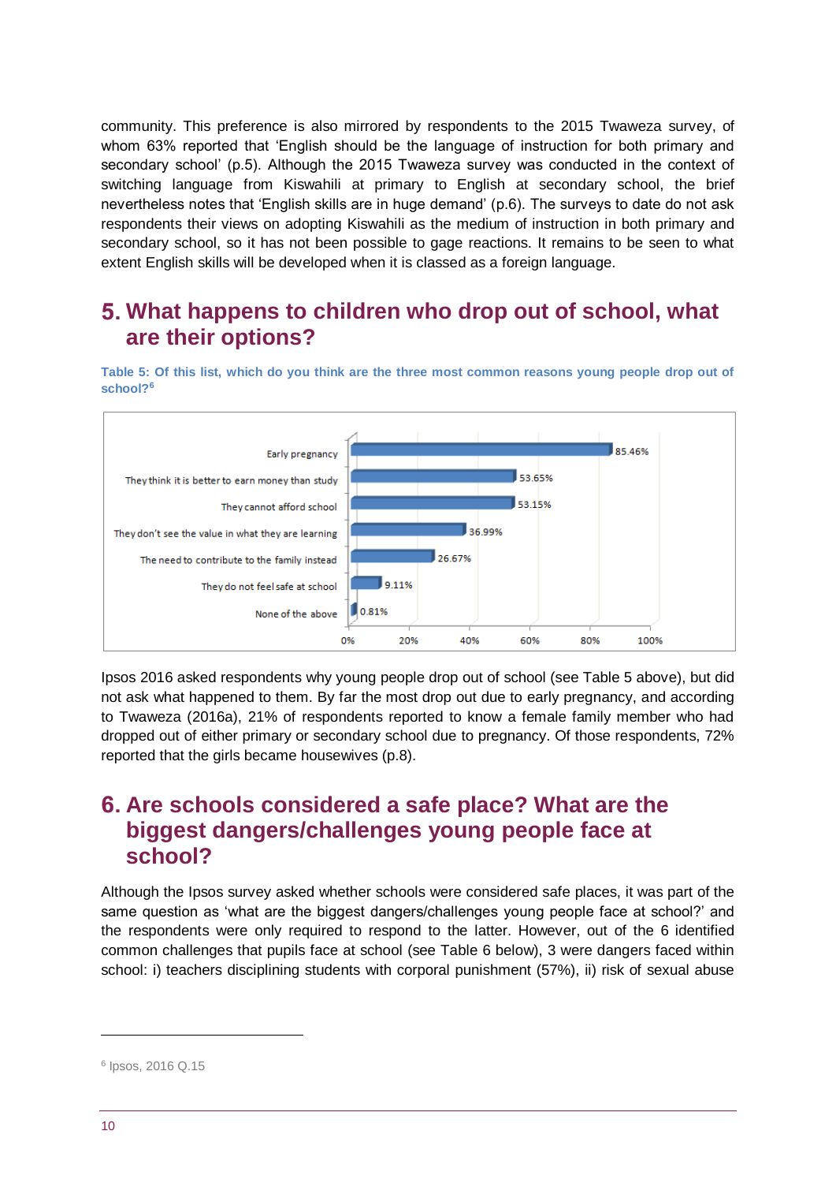community. This preference is also mirrored by respondents to the 2015 Twaweza survey, of whom 63% reported that 'English should be the language of instruction for both primary and secondary school' (p.5). Although the 2015 Twaweza survey was conducted in the context of switching language from Kiswahili at primary to English at secondary school, the brief nevertheless notes that 'English skills are in huge demand' (p.6). The surveys to date do not ask respondents their views on adopting Kiswahili as the medium of instruction in both primary and secondary school, so it has not been possible to gage reactions. It remains to be seen to what extent English skills will be developed when it is classed as a foreign language.

## 5. What happens to children who drop out of school, what are their options?

**Table 5: Of this list, which do you think are the three most common reasons young people drop out of school?[6]**

| Reason | Percentage |
|---|---|
| Early pregnancy | 85.46% |
| They think it is better to earn money than study | 53.65% |
| They cannot afford school | 53.15% |
| They don't see the value in what they are learning | 36.99% |
| The need to contribute to the family instead | 26.67% |
| They do not feel safe at school | 9.11% |
| None of the above | 0.81% |

Ipsos 2016 asked respondents why young people drop out of school (see Table 5 above), but did not ask what happened to them. By far the most drop out due to early pregnancy, and according to Twaweza (2016a), 21% of respondents reported to know a female family member who had dropped out of either primary or secondary school due to pregnancy. Of those respondents, 72% reported that the girls became housewives (p.8).

## 6. Are schools considered a safe place? What are the biggest dangers/challenges young people face at school?

Although the Ipsos survey asked whether schools were considered safe places, it was part of the same question as 'what are the biggest dangers/challenges young people face at school?' and the respondents were only required to respond to the latter. However, out of the 6 identified common challenges that pupils face at school (see Table 6 below), 3 were dangers faced within school: i) teachers disciplining students with corporal punishment (57%), ii) risk of sexual abuse

[6] Ipsos, 2016 Q.15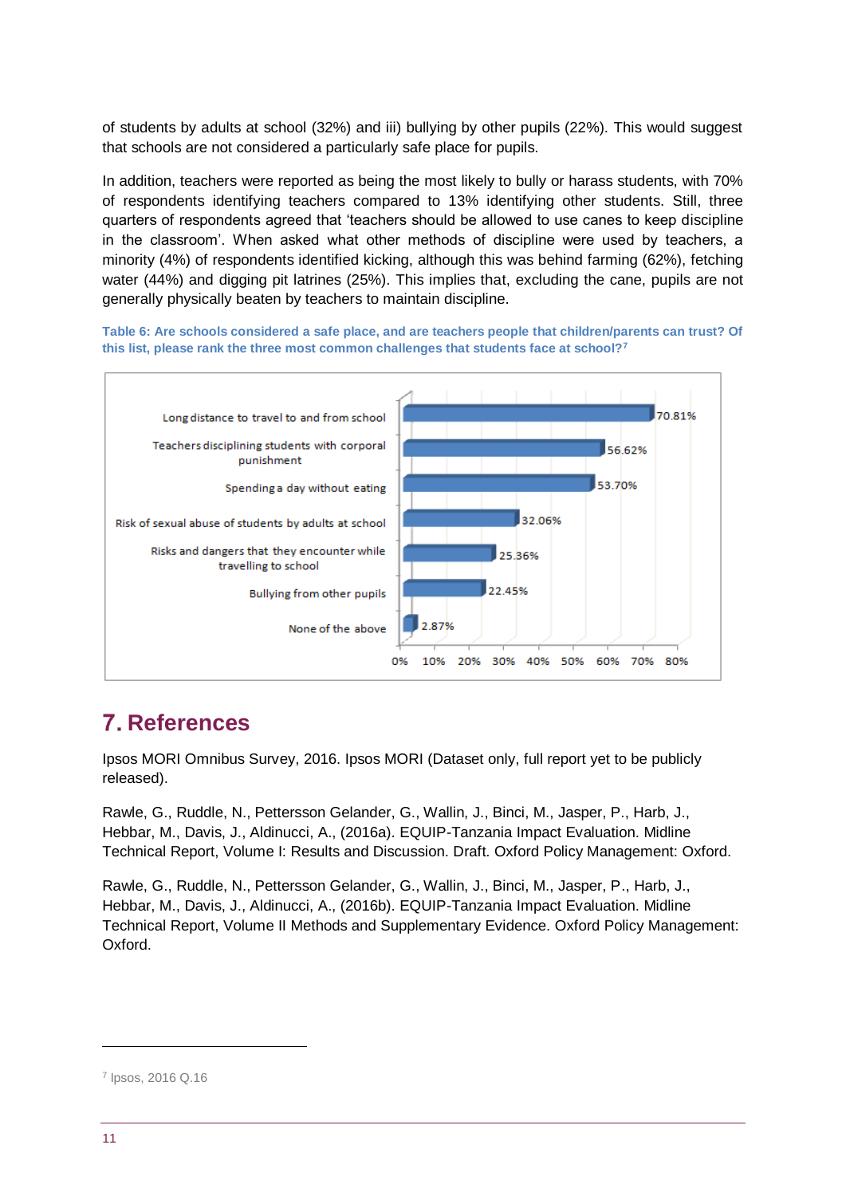of students by adults at school (32%) and iii) bullying by other pupils (22%). This would suggest that schools are not considered a particularly safe place for pupils.

In addition, teachers were reported as being the most likely to bully or harass students, with 70% of respondents identifying teachers compared to 13% identifying other students. Still, three quarters of respondents agreed that 'teachers should be allowed to use canes to keep discipline in the classroom'. When asked what other methods of discipline were used by teachers, a minority (4%) of respondents identified kicking, although this was behind farming (62%), fetching water (44%) and digging pit latrines (25%). This implies that, excluding the cane, pupils are not generally physically beaten by teachers to maintain discipline.

**Table 6: Are schools considered a safe place, and are teachers people that children/parents can trust? Of this list, please rank the three most common challenges that students face at school?**[7]

| Challenge | Percentage |
|---|---|
| Long distance to travel to and from school | 70.81% |
| Teachers disciplining students with corporal punishment | 56.62% |
| Spending a day without eating | 53.70% |
| Risk of sexual abuse of students by adults at school | 32.06% |
| Risks and dangers that they encounter while travelling to school | 25.36% |
| Bullying from other pupils | 22.45% |
| None of the above | 2.87% |

# 7. References

Ipsos MORI Omnibus Survey, 2016. Ipsos MORI (Dataset only, full report yet to be publicly released).

Rawle, G., Ruddle, N., Pettersson Gelander, G., Wallin, J., Binci, M., Jasper, P., Harb, J., Hebbar, M., Davis, J., Aldinucci, A., (2016a). EQUIP-Tanzania Impact Evaluation. Midline Technical Report, Volume I: Results and Discussion. Draft. Oxford Policy Management: Oxford.

Rawle, G., Ruddle, N., Pettersson Gelander, G., Wallin, J., Binci, M., Jasper, P., Harb, J., Hebbar, M., Davis, J., Aldinucci, A., (2016b). EQUIP-Tanzania Impact Evaluation. Midline Technical Report, Volume II Methods and Supplementary Evidence. Oxford Policy Management: Oxford.

[7] Ipsos, 2016 Q.16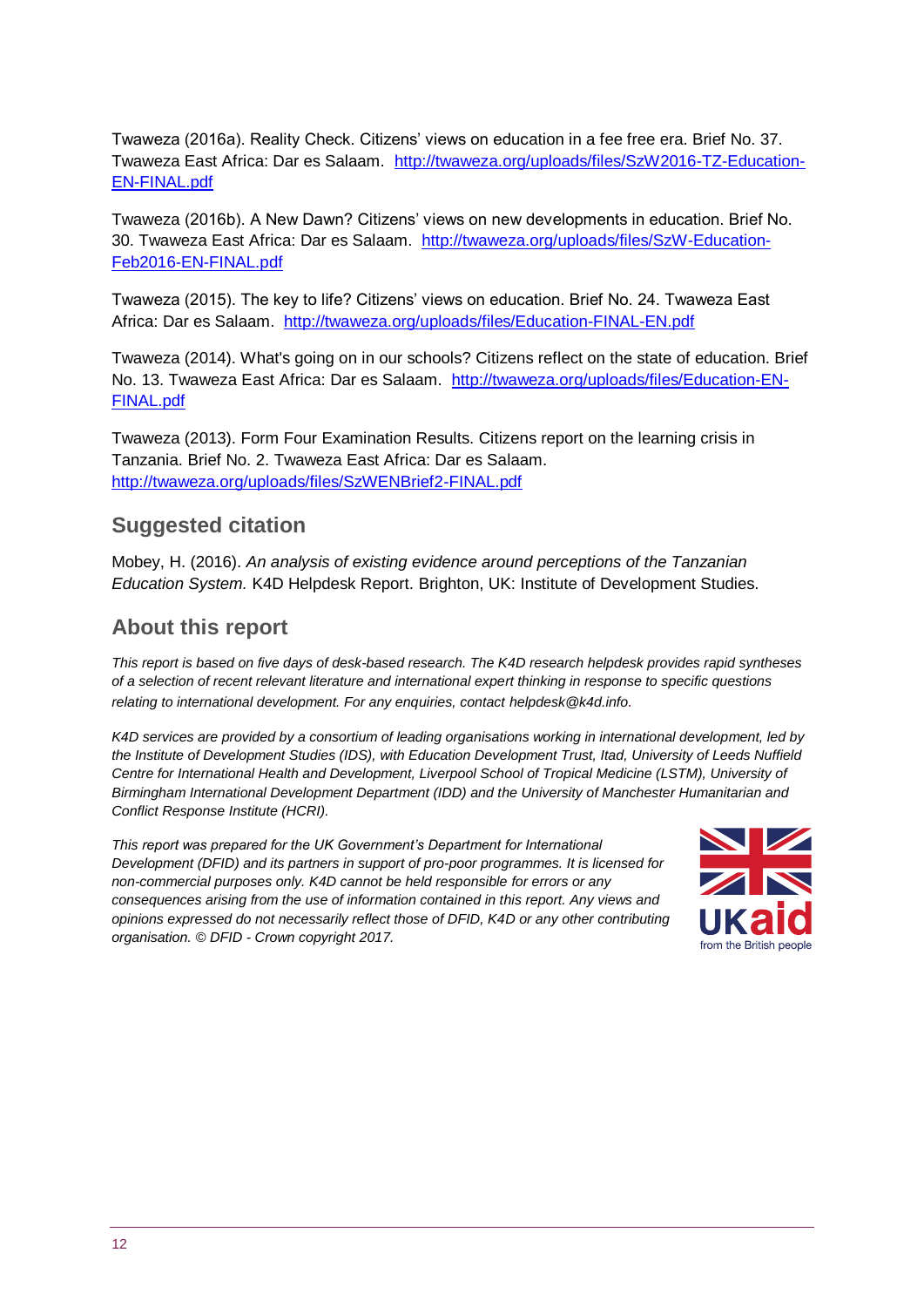Twaweza (2016a). Reality Check. Citizens' views on education in a fee free era. Brief No. 37. Twaweza East Africa: Dar es Salaam. http://twaweza.org/uploads/files/SzW2016-TZ-Education-EN-FINAL.pdf

Twaweza (2016b). A New Dawn? Citizens' views on new developments in education. Brief No. 30. Twaweza East Africa: Dar es Salaam. http://twaweza.org/uploads/files/SzW-Education-Feb2016-EN-FINAL.pdf

Twaweza (2015). The key to life? Citizens' views on education. Brief No. 24. Twaweza East Africa: Dar es Salaam. http://twaweza.org/uploads/files/Education-FINAL-EN.pdf

Twaweza (2014). What's going on in our schools? Citizens reflect on the state of education. Brief No. 13. Twaweza East Africa: Dar es Salaam. http://twaweza.org/uploads/files/Education-EN-FINAL.pdf

Twaweza (2013). Form Four Examination Results. Citizens report on the learning crisis in Tanzania. Brief No. 2. Twaweza East Africa: Dar es Salaam. http://twaweza.org/uploads/files/SzWENBrief2-FINAL.pdf

## Suggested citation

Mobey, H. (2016). *An analysis of existing evidence around perceptions of the Tanzanian Education System.* K4D Helpdesk Report. Brighton, UK: Institute of Development Studies.

## About this report

*This report is based on five days of desk-based research. The K4D research helpdesk provides rapid syntheses of a selection of recent relevant literature and international expert thinking in response to specific questions relating to international development. For any enquiries, contact helpdesk@k4d.info.*

*K4D services are provided by a consortium of leading organisations working in international development, led by the Institute of Development Studies (IDS), with Education Development Trust, Itad, University of Leeds Nuffield Centre for International Health and Development, Liverpool School of Tropical Medicine (LSTM), University of Birmingham International Development Department (IDD) and the University of Manchester Humanitarian and Conflict Response Institute (HCRI).*

*This report was prepared for the UK Government's Department for International Development (DFID) and its partners in support of pro-poor programmes. It is licensed for non-commercial purposes only. K4D cannot be held responsible for errors or any consequences arising from the use of information contained in this report. Any views and opinions expressed do not necessarily reflect those of DFID, K4D or any other contributing organisation. © DFID - Crown copyright 2017.*

UKaid
from the British people